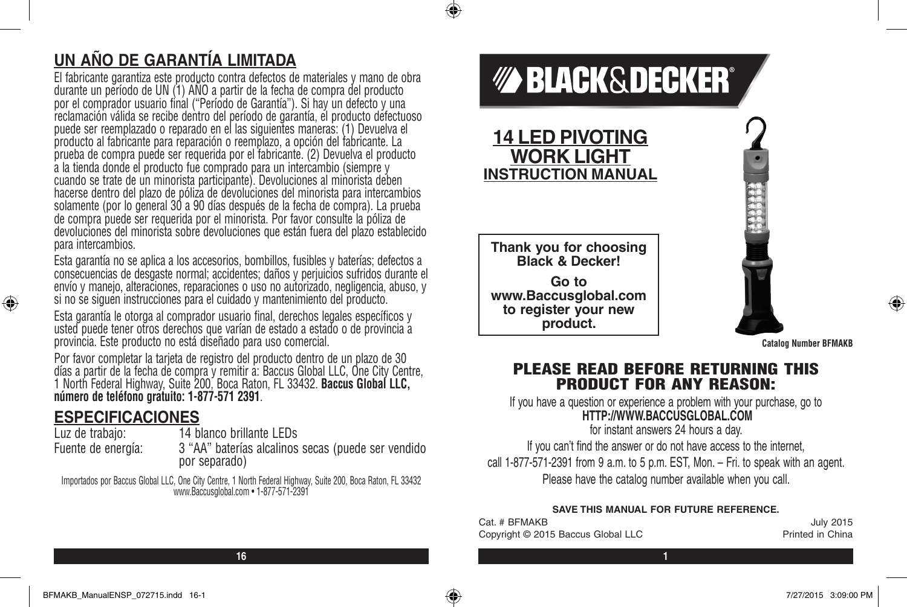## UN AÑO DE GARANTÍA LIMITADA

El fabricante garantiza este producto contra defectos de materiales y mano de obra durante un período de UN (1) AÑO a partir de la fecha de compra del producto por el comprador usuario final ("Período de Garantía"). Si hay un defecto y una reclamación válida se recibe dentro del período de garantía, el producto defectuoso puede ser reemplazado o reparado en el las siguientes maneras: (1) Devuelva el producto al fabricante para reparación o reemplazo, a opción del fabricante. La prueba de compra puede ser requerida por el fabricante. (2) Devuelva el producto a la tienda donde el producto fue comprado para un intercambio (siempre y cuando se trate de un minorista participante). Devoluciones al minorista deben hacerse dentro del plazo de póliza de devoluciones del minorista para intercambios solamente (por lo general 30 a 90 días después de la fecha de compra). La prueba de compra puede ser requerida por el minorista. Por favor consulte la póliza de devoluciones del minorista sobre devoluciones que están fuera del plazo establecido para intercambios.

Esta garantía no se aplica a los accesorios, bombillos, fusibles y baterías; defectos a consecuencias de desgaste normal; accidentes; daños y perjuicios sufridos durante el envío y manejo, alteraciones, reparaciones o uso no autorizado, negligencia, abuso, y si no se siguen instrucciones para el cuidado y mantenimiento del producto.

Esta garantía le otorga al comprador usuario final, derechos legales específicos y usted puede tener otros derechos que varían de estado a estado o de provincia a provincia. Este producto no está diseñado para uso comercial.

Por favor completar la tarjeta de registro del producto dentro de un plazo de 30 días a partir de la fecha de compra y remitir a: Baccus Global LLC, One City Centre, 1 North Federal Highway, Suite 200, Boca Raton, FL 33432. **Baccus Global LLC, número de teléfono gratuito: 1-877-571 2391**.

## ESPECIFICACIONES

| | |
|---|---|
| Luz de trabajo: | 14 blanco brillante LEDs |
| Fuente de energía: | 3 "AA" baterías alcalinos secas (puede ser vendido por separado) |

Importados por Baccus Global LLC, One City Centre, 1 North Federal Highway, Suite 200, Boca Raton, FL 33432
www.Baccusglobal.com • 1-877-571-2391

# BLACK&DECKER®

## 14 LED PIVOTING WORK LIGHT
### INSTRUCTION MANUAL

**Thank you for choosing Black & Decker!**

**Go to www.Baccusglobal.com to register your new product.**

**Catalog Number BFMAKB**

## PLEASE READ BEFORE RETURNING THIS PRODUCT FOR ANY REASON:

If you have a question or experience a problem with your purchase, go to
**HTTP://WWW.BACCUSGLOBAL.COM**
for instant answers 24 hours a day.

If you can't find the answer or do not have access to the internet, call 1-877-571-2391 from 9 a.m. to 5 p.m. EST, Mon. – Fri. to speak with an agent.

Please have the catalog number available when you call.

**SAVE THIS MANUAL FOR FUTURE REFERENCE.**

Cat. # BFMAKB — July 2015
Copyright © 2015 Baccus Global LLC — Printed in China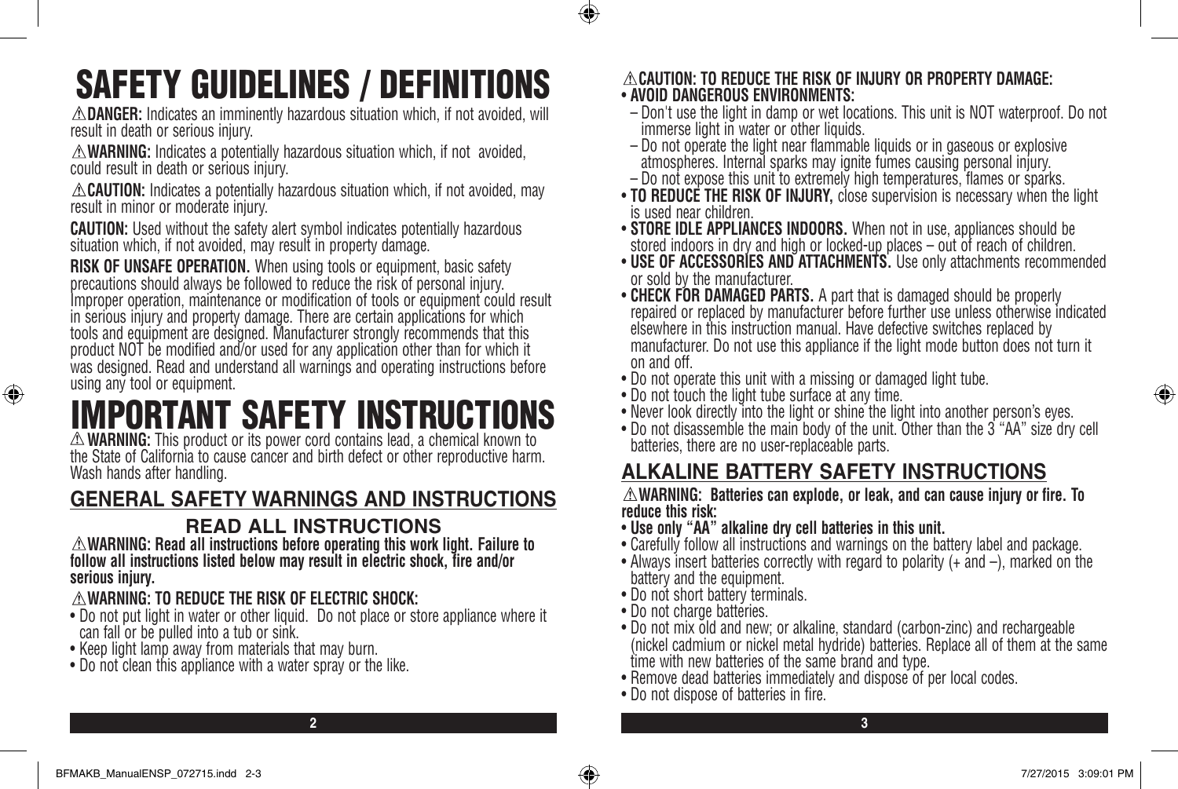# SAFETY GUIDELINES / DEFINITIONS

⚠**DANGER:** Indicates an imminently hazardous situation which, if not avoided, will result in death or serious injury.

⚠**WARNING:** Indicates a potentially hazardous situation which, if not avoided, could result in death or serious injury.

⚠**CAUTION:** Indicates a potentially hazardous situation which, if not avoided, may result in minor or moderate injury.

**CAUTION:** Used without the safety alert symbol indicates potentially hazardous situation which, if not avoided, may result in property damage.

**RISK OF UNSAFE OPERATION.** When using tools or equipment, basic safety precautions should always be followed to reduce the risk of personal injury. Improper operation, maintenance or modification of tools or equipment could result in serious injury and property damage. There are certain applications for which tools and equipment are designed. Manufacturer strongly recommends that this product NOT be modified and/or used for any application other than for which it was designed. Read and understand all warnings and operating instructions before using any tool or equipment.

# IMPORTANT SAFETY INSTRUCTIONS

⚠ **WARNING:** This product or its power cord contains lead, a chemical known to the State of California to cause cancer and birth defect or other reproductive harm. Wash hands after handling.

## GENERAL SAFETY WARNINGS AND INSTRUCTIONS

### READ ALL INSTRUCTIONS

⚠**WARNING: Read all instructions before operating this work light. Failure to follow all instructions listed below may result in electric shock, fire and/or serious injury.**

⚠**WARNING: TO REDUCE THE RISK OF ELECTRIC SHOCK:**

- Do not put light in water or other liquid. Do not place or store appliance where it can fall or be pulled into a tub or sink.
- Keep light lamp away from materials that may burn.
- Do not clean this appliance with a water spray or the like.

⚠**CAUTION: TO REDUCE THE RISK OF INJURY OR PROPERTY DAMAGE:**

- **AVOID DANGEROUS ENVIRONMENTS:**
  - Don't use the light in damp or wet locations. This unit is NOT waterproof. Do not immerse light in water or other liquids.
  - Do not operate the light near flammable liquids or in gaseous or explosive atmospheres. Internal sparks may ignite fumes causing personal injury.
  - Do not expose this unit to extremely high temperatures, flames or sparks.
- **TO REDUCE THE RISK OF INJURY,** close supervision is necessary when the light is used near children.
- **STORE IDLE APPLIANCES INDOORS.** When not in use, appliances should be stored indoors in dry and high or locked-up places – out of reach of children.
- **USE OF ACCESSORIES AND ATTACHMENTS.** Use only attachments recommended or sold by the manufacturer.
- **CHECK FOR DAMAGED PARTS.** A part that is damaged should be properly repaired or replaced by manufacturer before further use unless otherwise indicated elsewhere in this instruction manual. Have defective switches replaced by manufacturer. Do not use this appliance if the light mode button does not turn it on and off.
- Do not operate this unit with a missing or damaged light tube.
- Do not touch the light tube surface at any time.
- Never look directly into the light or shine the light into another person's eyes.
- Do not disassemble the main body of the unit. Other than the 3 "AA" size dry cell batteries, there are no user-replaceable parts.

## ALKALINE BATTERY SAFETY INSTRUCTIONS

⚠**WARNING: Batteries can explode, or leak, and can cause injury or fire. To reduce this risk:**

- **Use only "AA" alkaline dry cell batteries in this unit.**
- Carefully follow all instructions and warnings on the battery label and package.
- Always insert batteries correctly with regard to polarity (+ and –), marked on the battery and the equipment.
- Do not short battery terminals.
- Do not charge batteries.
- Do not mix old and new; or alkaline, standard (carbon-zinc) and rechargeable (nickel cadmium or nickel metal hydride) batteries. Replace all of them at the same time with new batteries of the same brand and type.
- Remove dead batteries immediately and dispose of per local codes.
- Do not dispose of batteries in fire.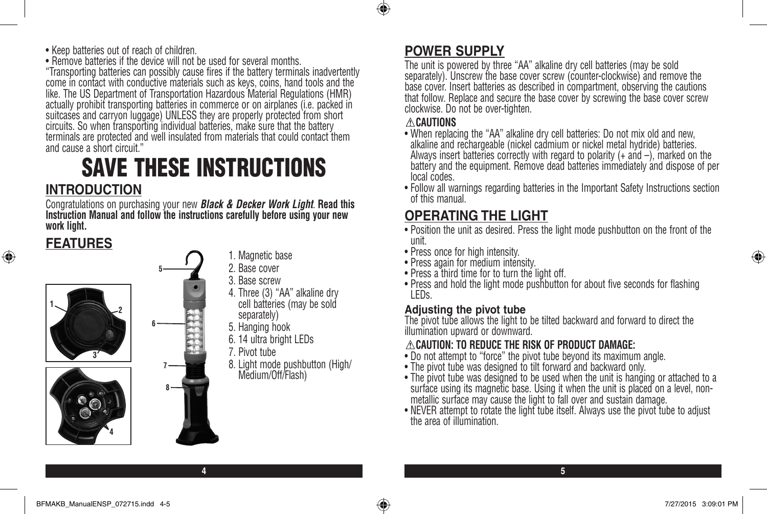- Keep batteries out of reach of children.
- Remove batteries if the device will not be used for several months.

"Transporting batteries can possibly cause fires if the battery terminals inadvertently come in contact with conductive materials such as keys, coins, hand tools and the like. The US Department of Transportation Hazardous Material Regulations (HMR) actually prohibit transporting batteries in commerce or on airplanes (i.e. packed in suitcases and carryon luggage) UNLESS they are properly protected from short circuits. So when transporting individual batteries, make sure that the battery terminals are protected and well insulated from materials that could contact them and cause a short circuit."

# SAVE THESE INSTRUCTIONS

## INTRODUCTION

Congratulations on purchasing your new ***Black & Decker Work Light***. **Read this Instruction Manual and follow the instructions carefully before using your new work light.**

## FEATURES

1. Magnetic base
2. Base cover
3. Base screw
4. Three (3) "AA" alkaline dry cell batteries (may be sold separately)
5. Hanging hook
6. 14 ultra bright LEDs
7. Pivot tube
8. Light mode pushbutton (High/Medium/Off/Flash)

## POWER SUPPLY

The unit is powered by three "AA" alkaline dry cell batteries (may be sold separately). Unscrew the base cover screw (counter-clockwise) and remove the base cover. Insert batteries as described in compartment, observing the cautions that follow. Replace and secure the base cover by screwing the base cover screw clockwise. Do not be over-tighten.

**⚠CAUTIONS**

- When replacing the "AA" alkaline dry cell batteries: Do not mix old and new, alkaline and rechargeable (nickel cadmium or nickel metal hydride) batteries. Always insert batteries correctly with regard to polarity (+ and –), marked on the battery and the equipment. Remove dead batteries immediately and dispose of per local codes.
- Follow all warnings regarding batteries in the Important Safety Instructions section of this manual.

## OPERATING THE LIGHT

- Position the unit as desired. Press the light mode pushbutton on the front of the unit.
- Press once for high intensity.
- Press again for medium intensity.
- Press a third time for to turn the light off.
- Press and hold the light mode pushbutton for about five seconds for flashing LEDs.

### Adjusting the pivot tube

The pivot tube allows the light to be tilted backward and forward to direct the illumination upward or downward.

**⚠CAUTION: TO REDUCE THE RISK OF PRODUCT DAMAGE:**

- Do not attempt to "force" the pivot tube beyond its maximum angle.
- The pivot tube was designed to tilt forward and backward only.
- The pivot tube was designed to be used when the unit is hanging or attached to a surface using its magnetic base. Using it when the unit is placed on a level, non-metallic surface may cause the light to fall over and sustain damage.
- NEVER attempt to rotate the light tube itself. Always use the pivot tube to adjust the area of illumination.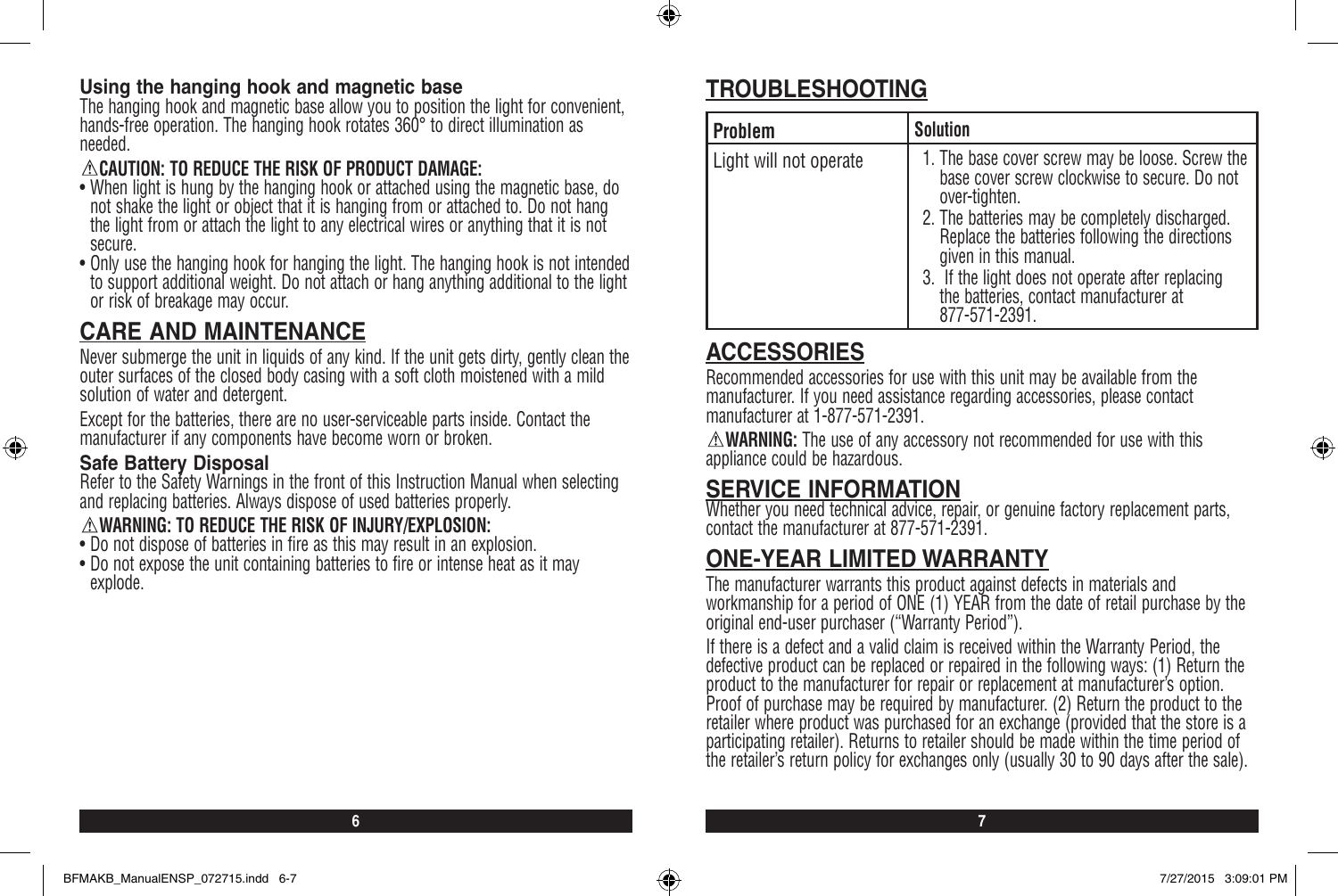### Using the hanging hook and magnetic base

The hanging hook and magnetic base allow you to position the light for convenient, hands-free operation. The hanging hook rotates 360° to direct illumination as needed.

⚠**CAUTION: TO REDUCE THE RISK OF PRODUCT DAMAGE:**

- When light is hung by the hanging hook or attached using the magnetic base, do not shake the light or object that it is hanging from or attached to. Do not hang the light from or attach the light to any electrical wires or anything that it is not secure.
- Only use the hanging hook for hanging the light. The hanging hook is not intended to support additional weight. Do not attach or hang anything additional to the light or risk of breakage may occur.

## CARE AND MAINTENANCE

Never submerge the unit in liquids of any kind. If the unit gets dirty, gently clean the outer surfaces of the closed body casing with a soft cloth moistened with a mild solution of water and detergent.

Except for the batteries, there are no user-serviceable parts inside. Contact the manufacturer if any components have become worn or broken.

### Safe Battery Disposal

Refer to the Safety Warnings in the front of this Instruction Manual when selecting and replacing batteries. Always dispose of used batteries properly.

⚠**WARNING: TO REDUCE THE RISK OF INJURY/EXPLOSION:**

- Do not dispose of batteries in fire as this may result in an explosion.
- Do not expose the unit containing batteries to fire or intense heat as it may explode.

## TROUBLESHOOTING

| Problem | Solution |
|---|---|
| Light will not operate | 1. The base cover screw may be loose. Screw the base cover screw clockwise to secure. Do not over-tighten.<br>2. The batteries may be completely discharged. Replace the batteries following the directions given in this manual.<br>3. If the light does not operate after replacing the batteries, contact manufacturer at 877-571-2391. |

## ACCESSORIES

Recommended accessories for use with this unit may be available from the manufacturer. If you need assistance regarding accessories, please contact manufacturer at 1-877-571-2391.

⚠**WARNING:** The use of any accessory not recommended for use with this appliance could be hazardous.

## SERVICE INFORMATION

Whether you need technical advice, repair, or genuine factory replacement parts, contact the manufacturer at 877-571-2391.

## ONE-YEAR LIMITED WARRANTY

The manufacturer warrants this product against defects in materials and workmanship for a period of ONE (1) YEAR from the date of retail purchase by the original end-user purchaser ("Warranty Period").

If there is a defect and a valid claim is received within the Warranty Period, the defective product can be replaced or repaired in the following ways: (1) Return the product to the manufacturer for repair or replacement at manufacturer's option. Proof of purchase may be required by manufacturer. (2) Return the product to the retailer where product was purchased for an exchange (provided that the store is a participating retailer). Returns to retailer should be made within the time period of the retailer's return policy for exchanges only (usually 30 to 90 days after the sale).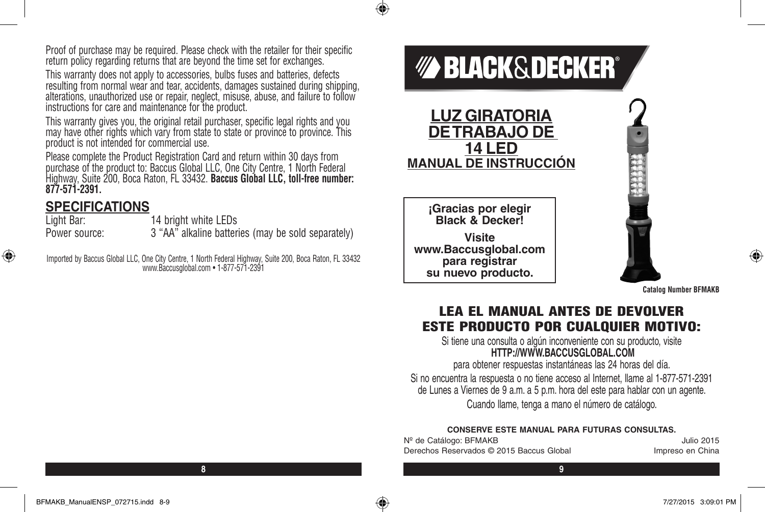Proof of purchase may be required. Please check with the retailer for their specific return policy regarding returns that are beyond the time set for exchanges.

This warranty does not apply to accessories, bulbs fuses and batteries, defects resulting from normal wear and tear, accidents, damages sustained during shipping, alterations, unauthorized use or repair, neglect, misuse, abuse, and failure to follow instructions for care and maintenance for the product.

This warranty gives you, the original retail purchaser, specific legal rights and you may have other rights which vary from state to state or province to province. This product is not intended for commercial use.

Please complete the Product Registration Card and return within 30 days from purchase of the product to: Baccus Global LLC, One City Centre, 1 North Federal Highway, Suite 200, Boca Raton, FL 33432. **Baccus Global LLC, toll-free number: 877-571-2391.**

## SPECIFICATIONS

| | |
|---|---|
| Light Bar: | 14 bright white LEDs |
| Power source: | 3 "AA" alkaline batteries (may be sold separately) |

Imported by Baccus Global LLC, One City Centre, 1 North Federal Highway, Suite 200, Boca Raton, FL 33432
www.Baccusglobal.com • 1-877-571-2391

BLACK&DECKER®

# LUZ GIRATORIA DE TRABAJO DE 14 LED

## MANUAL DE INSTRUCCIÓN

**¡Gracias por elegir Black & Decker!**

**Visite www.Baccusglobal.com para registrar su nuevo producto.**

**Catalog Number BFMAKB**

## LEA EL MANUAL ANTES DE DEVOLVER ESTE PRODUCTO POR CUALQUIER MOTIVO:

Si tiene una consulta o algún inconveniente con su producto, visite
**HTTP://WWW.BACCUSGLOBAL.COM**
para obtener respuestas instantáneas las 24 horas del día.

Si no encuentra la respuesta o no tiene acceso al Internet, llame al 1-877-571-2391 de Lunes a Viernes de 9 a.m. a 5 p.m. hora del este para hablar con un agente.

Cuando llame, tenga a mano el número de catálogo.

**CONSERVE ESTE MANUAL PARA FUTURAS CONSULTAS.**

Nº de Catálogo: BFMAKB — Julio 2015

Derechos Reservados © 2015 Baccus Global — Impreso en China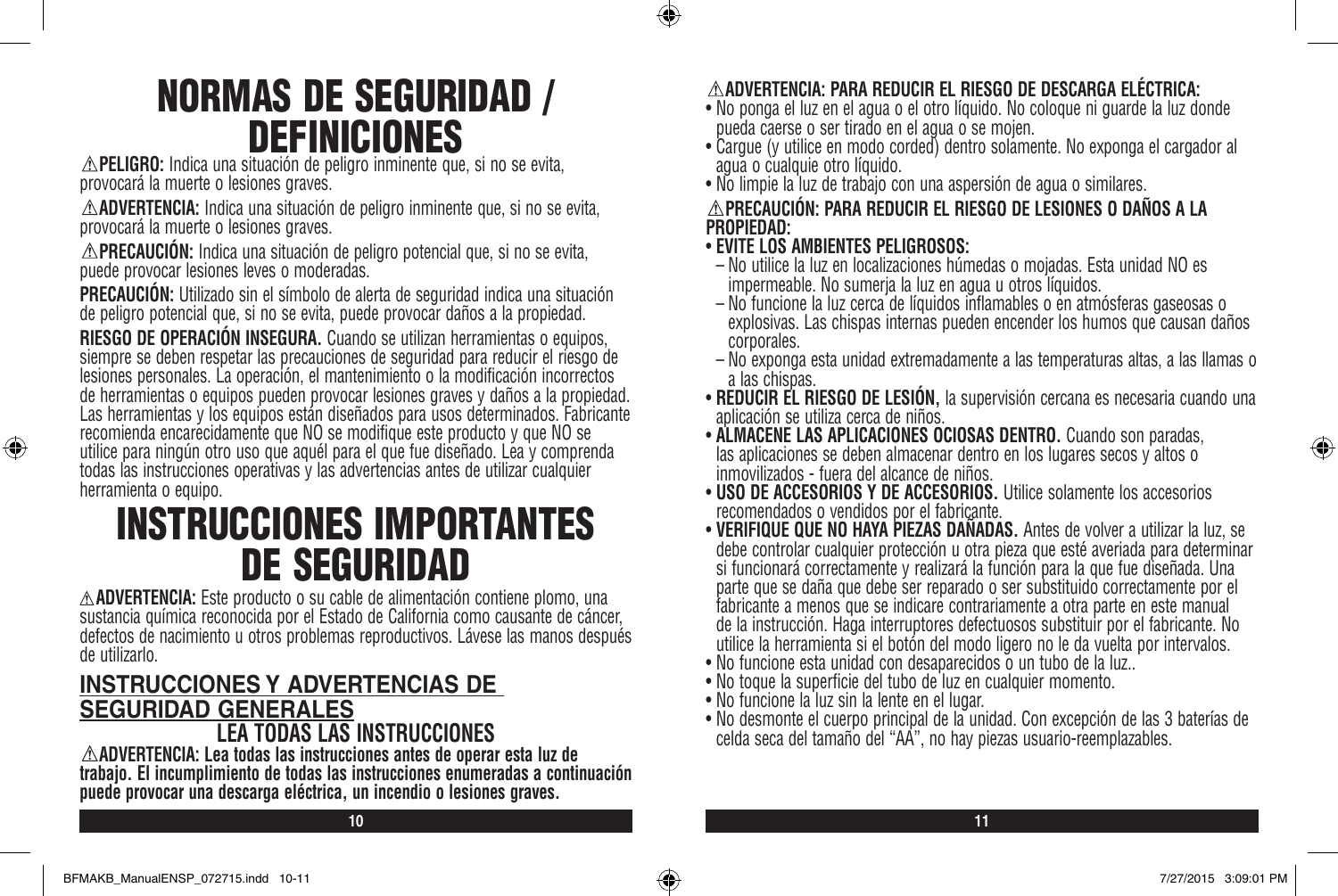# NORMAS DE SEGURIDAD / DEFINICIONES

⚠**PELIGRO:** Indica una situación de peligro inminente que, si no se evita, provocará la muerte o lesiones graves.

⚠**ADVERTENCIA:** Indica una situación de peligro inminente que, si no se evita, provocará la muerte o lesiones graves.

⚠**PRECAUCIÓN:** Indica una situación de peligro potencial que, si no se evita, puede provocar lesiones leves o moderadas.

**PRECAUCIÓN:** Utilizado sin el símbolo de alerta de seguridad indica una situación de peligro potencial que, si no se evita, puede provocar daños a la propiedad.

**RIESGO DE OPERACIÓN INSEGURA.** Cuando se utilizan herramientas o equipos, siempre se deben respetar las precauciones de seguridad para reducir el riesgo de lesiones personales. La operación, el mantenimiento o la modificación incorrectos de herramientas o equipos pueden provocar lesiones graves y daños a la propiedad. Las herramientas y los equipos están diseñados para usos determinados. Fabricante recomienda encarecidamente que NO se modifique este producto y que NO se utilice para ningún otro uso que aquél para el que fue diseñado. Lea y comprenda todas las instrucciones operativas y las advertencias antes de utilizar cualquier herramienta o equipo.

# INSTRUCCIONES IMPORTANTES DE SEGURIDAD

⚠**ADVERTENCIA:** Este producto o su cable de alimentación contiene plomo, una sustancia química reconocida por el Estado de California como causante de cáncer, defectos de nacimiento u otros problemas reproductivos. Lávese las manos después de utilizarlo.

## INSTRUCCIONES Y ADVERTENCIAS DE SEGURIDAD GENERALES

### LEA TODAS LAS INSTRUCCIONES

⚠**ADVERTENCIA: Lea todas las instrucciones antes de operar esta luz de trabajo. El incumplimiento de todas las instrucciones enumeradas a continuación puede provocar una descarga eléctrica, un incendio o lesiones graves.**

⚠**ADVERTENCIA: PARA REDUCIR EL RIESGO DE DESCARGA ELÉCTRICA:**

- No ponga el luz en el agua o el otro líquido. No coloque ni guarde la luz donde pueda caerse o ser tirado en el agua o se mojen.
- Cargue (y utilice en modo corded) dentro solamente. No exponga el cargador al agua o cualquie otro líquido.
- No limpie la luz de trabajo con una aspersión de agua o similares.

⚠**PRECAUCIÓN: PARA REDUCIR EL RIESGO DE LESIONES O DAÑOS A LA PROPIEDAD:**

- **EVITE LOS AMBIENTES PELIGROSOS:**
  - No utilice la luz en localizaciones húmedas o mojadas. Esta unidad NO es impermeable. No sumerja la luz en agua u otros líquidos.
  - No funcione la luz cerca de líquidos inflamables o en atmósferas gaseosas o explosivas. Las chispas internas pueden encender los humos que causan daños corporales.
  - No exponga esta unidad extremadamente a las temperaturas altas, a las llamas o a las chispas.
- **REDUCIR EL RIESGO DE LESIÓN,** la supervisión cercana es necesaria cuando una aplicación se utiliza cerca de niños.
- **ALMACENE LAS APLICACIONES OCIOSAS DENTRO.** Cuando son paradas, las aplicaciones se deben almacenar dentro en los lugares secos y altos o inmovilizados - fuera del alcance de niños.
- **USO DE ACCESORIOS Y DE ACCESORIOS.** Utilice solamente los accesorios recomendados o vendidos por el fabricante.
- **VERIFIQUE QUE NO HAYA PIEZAS DAÑADAS.** Antes de volver a utilizar la luz, se debe controlar cualquier protección u otra pieza que esté averiada para determinar si funcionará correctamente y realizará la función para la que fue diseñada. Una parte que se daña que debe ser reparado o ser substituido correctamente por el fabricante a menos que se indicare contrariamente a otra parte en este manual de la instrucción. Haga interruptores defectuosos substituir por el fabricante. No utilice la herramienta si el botón del modo ligero no le da vuelta por intervalos.
- No funcione esta unidad con desaparecidos o un tubo de la luz..
- No toque la superficie del tubo de luz en cualquier momento.
- No funcione la luz sin la lente en el lugar.
- No desmonte el cuerpo principal de la unidad. Con excepción de las 3 baterías de celda seca del tamaño del "AA", no hay piezas usuario-reemplazables.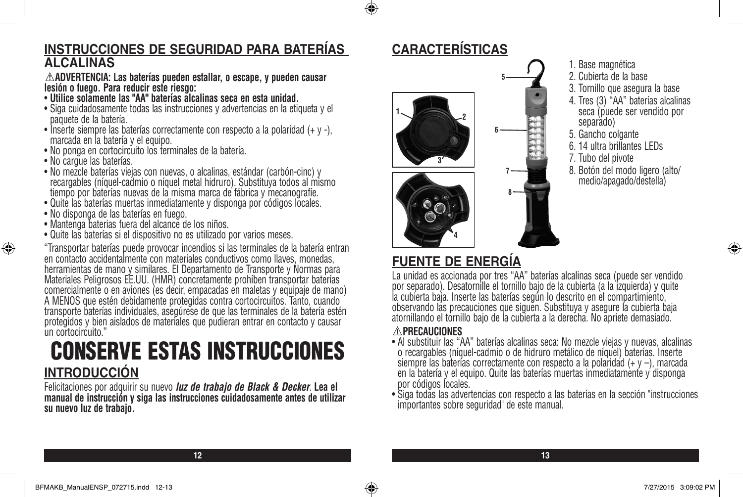## INSTRUCCIONES DE SEGURIDAD PARA BATERÍAS ALCALINAS

**⚠ADVERTENCIA: Las baterías pueden estallar, o escape, y pueden causar lesión o fuego. Para reducir este riesgo:**

- **Utilice solamente las "AA" baterías alcalinas seca en esta unidad.**
- Siga cuidadosamente todas las instrucciones y advertencias en la etiqueta y el paquete de la batería.
- Inserte siempre las baterías correctamente con respecto a la polaridad (+ y -), marcada en la batería y el equipo.
- No ponga en cortocircuito los terminales de la batería.
- No cargue las baterías.
- No mezcle baterías viejas con nuevas, o alcalinas, estándar (carbón-cinc) y recargables (níquel-cadmio o níquel metal hidruro). Substituya todos al mismo tiempo por baterías nuevas de la misma marca de fábrica y mecanografíe.
- Quite las baterías muertas inmediatamente y disponga por códigos locales.
- No disponga de las baterías en fuego.
- Mantenga baterias fuera del alcance de los niños.
- Quite las baterías si el dispositivo no es utilizado por varios meses.

"Transportar baterías puede provocar incendios si las terminales de la batería entran en contacto accidentalmente con materiales conductivos como llaves, monedas, herramientas de mano y similares. El Departamento de Transporte y Normas para Materiales Peligrosos EE.UU. (HMR) concretamente prohíben transportar baterías comercialmente o en aviones (es decir, empacadas en maletas y equipaje de mano) A MENOS que estén debidamente protegidas contra cortocircuitos. Tanto, cuando transporte baterías individuales, asegúrese de que las terminales de la batería estén protegidos y bien aislados de materiales que pudieran entrar en contacto y causar un cortocircuito."

# CONSERVE ESTAS INSTRUCCIONES

## INTRODUCCIÓN

Felicitaciones por adquirir su nuevo ***luz de trabajo de Black & Decker***. **Lea el manual de instrucción y siga las instrucciones cuidadosamente antes de utilizar su nuevo luz de trabajo.**

## CARACTERÍSTICAS

1. Base magnética
2. Cubierta de la base
3. Tornillo que asegura la base
4. Tres (3) "AA" baterías alcalinas seca (puede ser vendido por separado)
5. Gancho colgante
6. 14 ultra brillantes LEDs
7. Tubo del pivote
8. Botón del modo ligero (alto/medio/apagado/destella)

## FUENTE DE ENERGÍA

La unidad es accionada por tres "AA" baterías alcalinas seca (puede ser vendido por separado). Desatornille el tornillo bajo de la cubierta (a la izquierda) y quite la cubierta baja. Inserte las baterías según lo descrito en el compartimiento, observando las precauciones que siguen. Substituya y asegure la cubierta baja atornillando el tornillo bajo de la cubierta a la derecha. No apriete demasiado.

**⚠PRECAUCIONES**

- Al substituir las "AA" baterías alcalinas seca: No mezcle viejas y nuevas, alcalinas o recargables (níquel-cadmio o de hidruro metálico de níquel) baterías. Inserte siempre las baterías correctamente con respecto a la polaridad (+ y –), marcada en la batería y el equipo. Quite las baterías muertas inmediatamente y disponga por códigos locales.
- Siga todas las advertencias con respecto a las baterías en la sección "instrucciones importantes sobre seguridad" de este manual.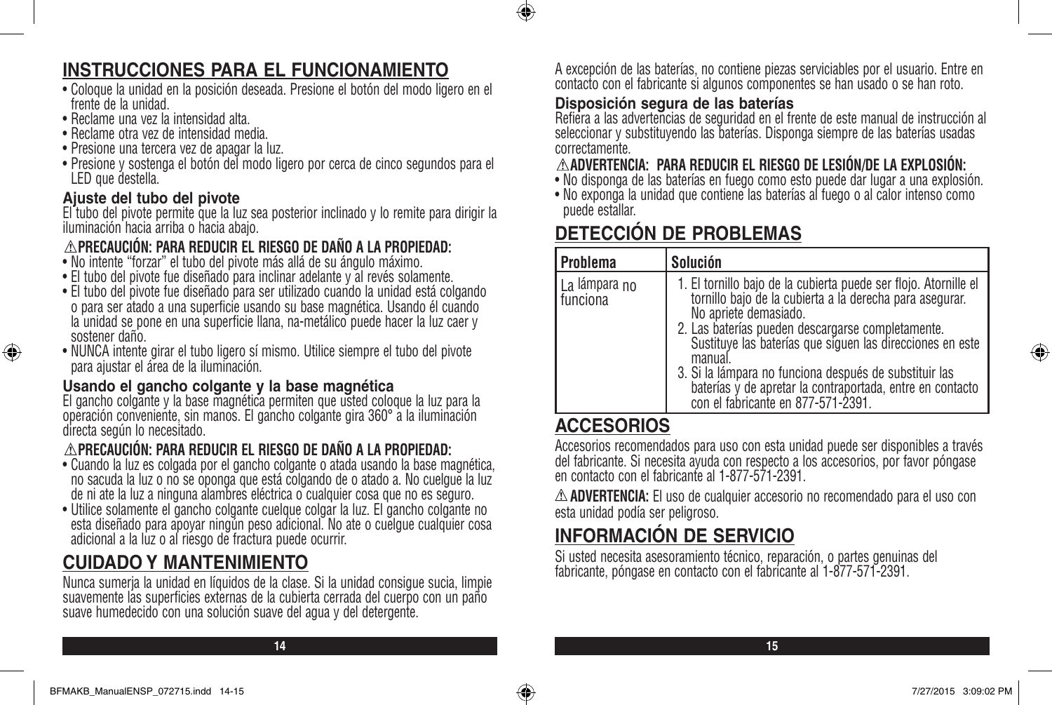## INSTRUCCIONES PARA EL FUNCIONAMIENTO

- Coloque la unidad en la posición deseada. Presione el botón del modo ligero en el frente de la unidad.
- Reclame una vez la intensidad alta.
- Reclame otra vez de intensidad media.
- Presione una tercera vez de apagar la luz.
- Presione y sostenga el botón del modo ligero por cerca de cinco segundos para el LED que destella.

### Ajuste del tubo del pivote

El tubo del pivote permite que la luz sea posterior inclinado y lo remite para dirigir la iluminación hacia arriba o hacia abajo.

**⚠PRECAUCIÓN: PARA REDUCIR EL RIESGO DE DAÑO A LA PROPIEDAD:**

- No intente "forzar" el tubo del pivote más allá de su ángulo máximo.
- El tubo del pivote fue diseñado para inclinar adelante y al revés solamente.
- El tubo del pivote fue diseñado para ser utilizado cuando la unidad está colgando o para ser atado a una superficie usando su base magnética. Usando él cuando la unidad se pone en una superficie llana, na-metálico puede hacer la luz caer y sostener daño.
- NUNCA intente girar el tubo ligero sí mismo. Utilice siempre el tubo del pivote para ajustar el área de la iluminación.

### Usando el gancho colgante y la base magnética

El gancho colgante y la base magnética permiten que usted coloque la luz para la operación conveniente, sin manos. El gancho colgante gira 360° a la iluminación directa según lo necesitado.

**⚠PRECAUCIÓN: PARA REDUCIR EL RIESGO DE DAÑO A LA PROPIEDAD:**

- Cuando la luz es colgada por el gancho colgante o atada usando la base magnética, no sacuda la luz o no se oponga que está colgando de o atado a. No cuelgue la luz de ni ate la luz a ninguna alambres eléctrica o cualquier cosa que no es seguro.
- Utilice solamente el gancho colgante cuelque colgar la luz. El gancho colgante no esta diseñado para apoyar ningún peso adicional. No ate o cuelgue cualquier cosa adicional a la luz o al riesgo de fractura puede ocurrir.

## CUIDADO Y MANTENIMIENTO

Nunca sumerja la unidad en líquidos de la clase. Si la unidad consigue sucia, limpie suavemente las superficies externas de la cubierta cerrada del cuerpo con un paño suave humedecido con una solución suave del agua y del detergente.

A excepción de las baterías, no contiene piezas serviciables por el usuario. Entre en contacto con el fabricante si algunos componentes se han usado o se han roto.

### Disposición segura de las baterías

Refiera a las advertencias de seguridad en el frente de este manual de instrucción al seleccionar y substituyendo las baterías. Disponga siempre de las baterías usadas correctamente.

**⚠ADVERTENCIA: PARA REDUCIR EL RIESGO DE LESIÓN/DE LA EXPLOSIÓN:**

- No disponga de las baterías en fuego como esto puede dar lugar a una explosión.
- No exponga la unidad que contiene las baterías al fuego o al calor intenso como puede estallar.

## DETECCIÓN DE PROBLEMAS

| Problema | Solución |
|---|---|
| La lámpara no funciona | 1. El tornillo bajo de la cubierta puede ser flojo. Atornille el tornillo bajo de la cubierta a la derecha para asegurar. No apriete demasiado.<br>2. Las baterías pueden descargarse completamente. Sustituye las baterías que siguen las direcciones en este manual.<br>3. Si la lámpara no funciona después de substituir las baterías y de apretar la contraportada, entre en contacto con el fabricante en 877-571-2391. |

## ACCESORIOS

Accesorios recomendados para uso con esta unidad puede ser disponibles a través del fabricante. Si necesita ayuda con respecto a los accesorios, por favor póngase en contacto con el fabricante al 1-877-571-2391.

**⚠ADVERTENCIA:** El uso de cualquier accesorio no recomendado para el uso con esta unidad podía ser peligroso.

## INFORMACIÓN DE SERVICIO

Si usted necesita asesoramiento técnico, reparación, o partes genuinas del fabricante, póngase en contacto con el fabricante al 1-877-571-2391.